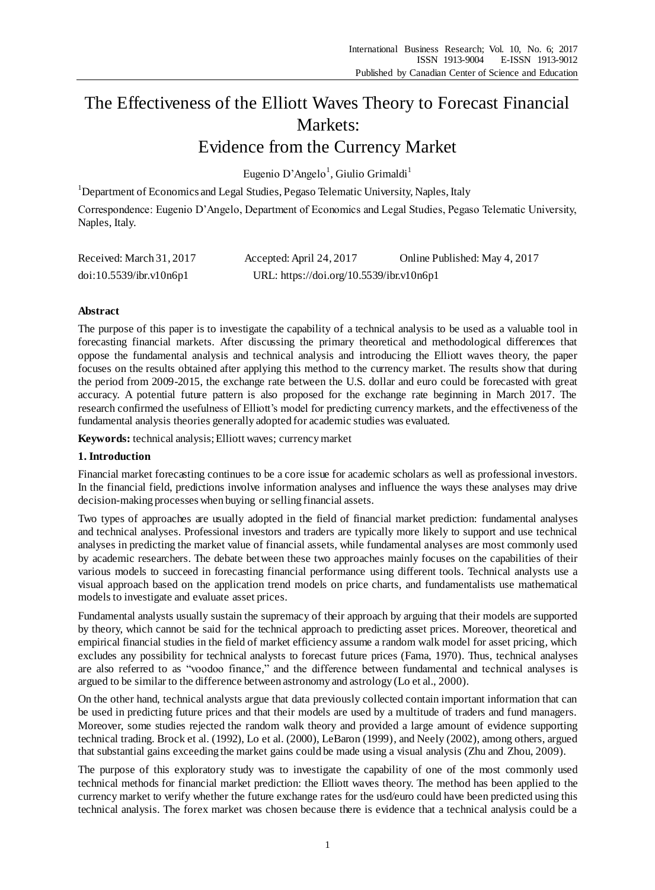# The Effectiveness of the Elliott Waves Theory to Forecast Financial Markets:
## Evidence from the Currency Market

Eugenio D'Angelo[1], Giulio Grimaldi[1]

[1]Department of Economics and Legal Studies, Pegaso Telematic University, Naples, Italy

Correspondence: Eugenio D'Angelo, Department of Economics and Legal Studies, Pegaso Telematic University, Naples, Italy.

Received: March 31, 2017  Accepted: April 24, 2017  Online Published: May 4, 2017

doi:10.5539/ibr.v10n6p1  URL: https://doi.org/10.5539/ibr.v10n6p1

**Abstract**

The purpose of this paper is to investigate the capability of a technical analysis to be used as a valuable tool in forecasting financial markets. After discussing the primary theoretical and methodological differences that oppose the fundamental analysis and technical analysis and introducing the Elliott waves theory, the paper focuses on the results obtained after applying this method to the currency market. The results show that during the period from 2009-2015, the exchange rate between the U.S. dollar and euro could be forecasted with great accuracy. A potential future pattern is also proposed for the exchange rate beginning in March 2017. The research confirmed the usefulness of Elliott's model for predicting currency markets, and the effectiveness of the fundamental analysis theories generally adopted for academic studies was evaluated.

**Keywords:** technical analysis; Elliott waves; currency market

## 1. Introduction

Financial market forecasting continues to be a core issue for academic scholars as well as professional investors. In the financial field, predictions involve information analyses and influence the ways these analyses may drive decision-making processes when buying or selling financial assets.

Two types of approaches are usually adopted in the field of financial market prediction: fundamental analyses and technical analyses. Professional investors and traders are typically more likely to support and use technical analyses in predicting the market value of financial assets, while fundamental analyses are most commonly used by academic researchers. The debate between these two approaches mainly focuses on the capabilities of their various models to succeed in forecasting financial performance using different tools. Technical analysts use a visual approach based on the application trend models on price charts, and fundamentalists use mathematical models to investigate and evaluate asset prices.

Fundamental analysts usually sustain the supremacy of their approach by arguing that their models are supported by theory, which cannot be said for the technical approach to predicting asset prices. Moreover, theoretical and empirical financial studies in the field of market efficiency assume a random walk model for asset pricing, which excludes any possibility for technical analysts to forecast future prices (Fama, 1970). Thus, technical analyses are also referred to as "voodoo finance," and the difference between fundamental and technical analyses is argued to be similar to the difference between astronomy and astrology (Lo et al., 2000).

On the other hand, technical analysts argue that data previously collected contain important information that can be used in predicting future prices and that their models are used by a multitude of traders and fund managers. Moreover, some studies rejected the random walk theory and provided a large amount of evidence supporting technical trading. Brock et al. (1992), Lo et al. (2000), LeBaron (1999), and Neely (2002), among others, argued that substantial gains exceeding the market gains could be made using a visual analysis (Zhu and Zhou, 2009).

The purpose of this exploratory study was to investigate the capability of one of the most commonly used technical methods for financial market prediction: the Elliott waves theory. The method has been applied to the currency market to verify whether the future exchange rates for the usd/euro could have been predicted using this technical analysis. The forex market was chosen because there is evidence that a technical analysis could be a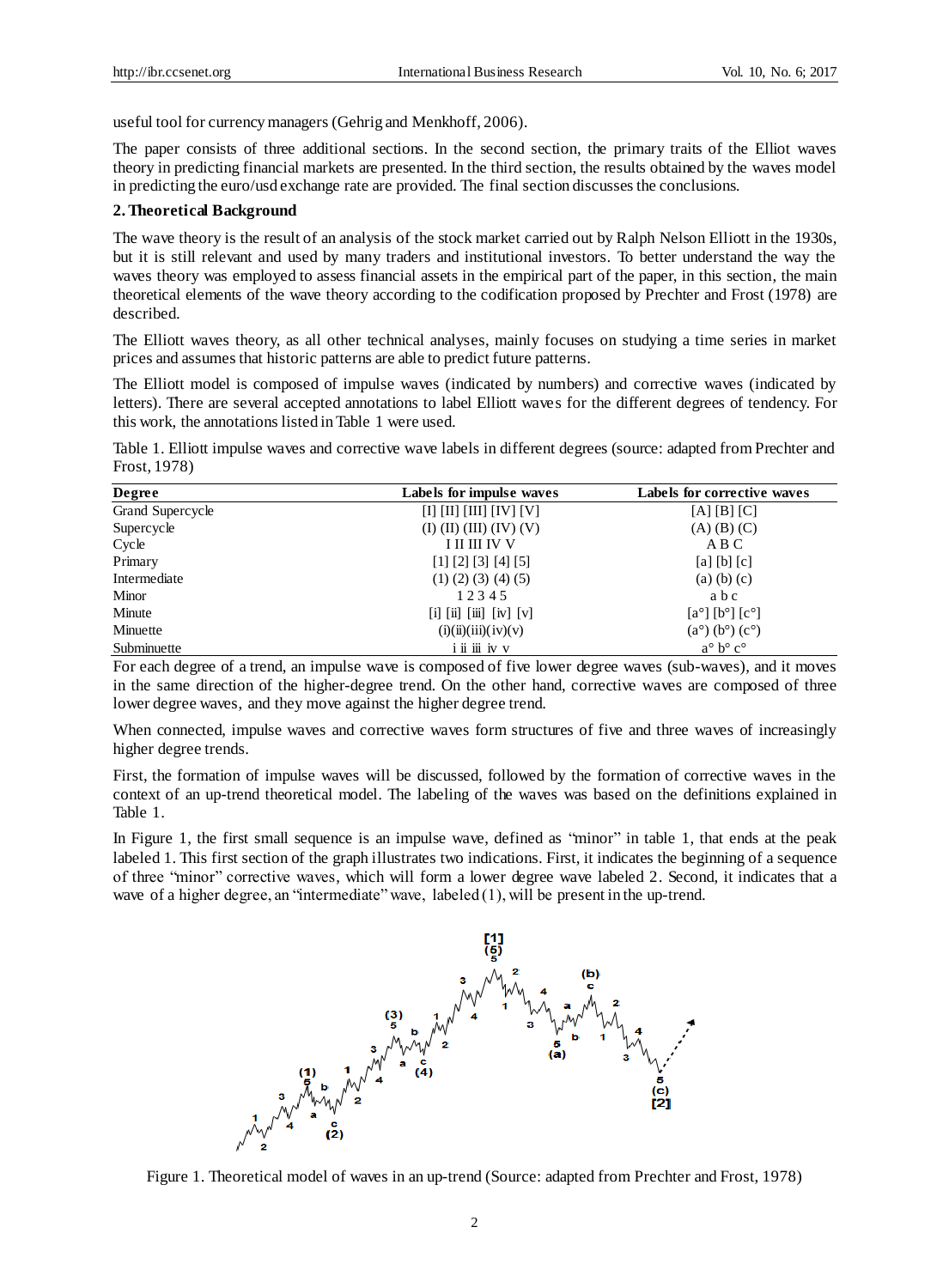useful tool for currency managers (Gehrig and Menkhoff, 2006).

The paper consists of three additional sections. In the second section, the primary traits of the Elliot waves theory in predicting financial markets are presented. In the third section, the results obtained by the waves model in predicting the euro/usd exchange rate are provided. The final section discusses the conclusions.

## 2. Theoretical Background

The wave theory is the result of an analysis of the stock market carried out by Ralph Nelson Elliott in the 1930s, but it is still relevant and used by many traders and institutional investors. To better understand the way the waves theory was employed to assess financial assets in the empirical part of the paper, in this section, the main theoretical elements of the wave theory according to the codification proposed by Prechter and Frost (1978) are described.

The Elliott waves theory, as all other technical analyses, mainly focuses on studying a time series in market prices and assumes that historic patterns are able to predict future patterns.

The Elliott model is composed of impulse waves (indicated by numbers) and corrective waves (indicated by letters). There are several accepted annotations to label Elliott waves for the different degrees of tendency. For this work, the annotations listed in Table 1 were used.

Table 1. Elliott impulse waves and corrective wave labels in different degrees (source: adapted from Prechter and Frost, 1978)

| Degree | Labels for impulse waves | Labels for corrective waves |
|---|---|---|
| Grand Supercycle | [I] [II] [III] [IV] [V] | [A] [B] [C] |
| Supercycle | (I) (II) (III) (IV) (V) | (A) (B) (C) |
| Cycle | I II III IV V | A B C |
| Primary | [1] [2] [3] [4] [5] | [a] [b] [c] |
| Intermediate | (1) (2) (3) (4) (5) | (a) (b) (c) |
| Minor | 1 2 3 4 5 | a b c |
| Minute | [i] [ii] [iii] [iv] [v] | [a°] [b°] [c°] |
| Minuette | (i)(ii)(iii)(iv)(v) | (a°) (b°) (c°) |
| Subminuette | i ii iii iv v | a° b° c° |

For each degree of a trend, an impulse wave is composed of five lower degree waves (sub-waves), and it moves in the same direction of the higher-degree trend. On the other hand, corrective waves are composed of three lower degree waves, and they move against the higher degree trend.

When connected, impulse waves and corrective waves form structures of five and three waves of increasingly higher degree trends.

First, the formation of impulse waves will be discussed, followed by the formation of corrective waves in the context of an up-trend theoretical model. The labeling of the waves was based on the definitions explained in Table 1.

In Figure 1, the first small sequence is an impulse wave, defined as "minor" in table 1, that ends at the peak labeled 1. This first section of the graph illustrates two indications. First, it indicates the beginning of a sequence of three "minor" corrective waves, which will form a lower degree wave labeled 2. Second, it indicates that a wave of a higher degree, an "intermediate" wave, labeled (1), will be present in the up-trend.

[1]
(5)
5
3
2
4
1
(b)
c
a
2
3
4
5
(a)
b
1
3
4
5
(c)
[2]
(3)
5
b
1
2
a
c
(4)
3
4
1
(1)
5
b
3
2
a
4
c
(2)
1
2

Figure 1. Theoretical model of waves in an up-trend (Source: adapted from Prechter and Frost, 1978)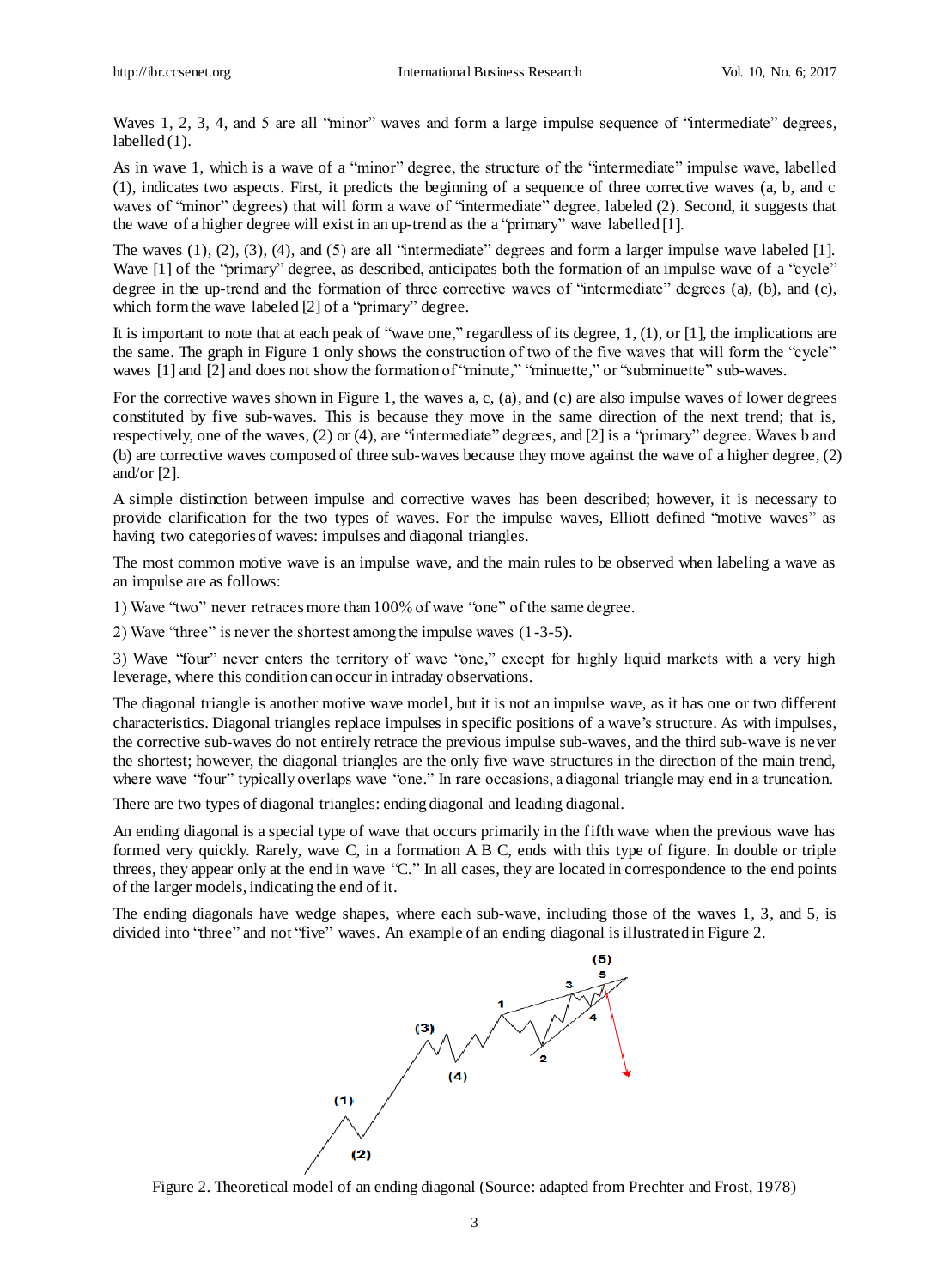Waves 1, 2, 3, 4, and 5 are all "minor" waves and form a large impulse sequence of "intermediate" degrees, labelled (1).

As in wave 1, which is a wave of a "minor" degree, the structure of the "intermediate" impulse wave, labelled (1), indicates two aspects. First, it predicts the beginning of a sequence of three corrective waves (a, b, and c waves of "minor" degrees) that will form a wave of "intermediate" degree, labeled (2). Second, it suggests that the wave of a higher degree will exist in an up-trend as the a "primary" wave labelled [1].

The waves (1), (2), (3), (4), and (5) are all "intermediate" degrees and form a larger impulse wave labeled [1]. Wave [1] of the "primary" degree, as described, anticipates both the formation of an impulse wave of a "cycle" degree in the up-trend and the formation of three corrective waves of "intermediate" degrees (a), (b), and (c), which form the wave labeled [2] of a "primary" degree.

It is important to note that at each peak of "wave one," regardless of its degree, 1, (1), or [1], the implications are the same. The graph in Figure 1 only shows the construction of two of the five waves that will form the "cycle" waves [1] and [2] and does not show the formation of "minute," "minuette," or "subminuette" sub-waves.

For the corrective waves shown in Figure 1, the waves a, c, (a), and (c) are also impulse waves of lower degrees constituted by five sub-waves. This is because they move in the same direction of the next trend; that is, respectively, one of the waves, (2) or (4), are "intermediate" degrees, and [2] is a "primary" degree. Waves b and (b) are corrective waves composed of three sub-waves because they move against the wave of a higher degree, (2) and/or [2].

A simple distinction between impulse and corrective waves has been described; however, it is necessary to provide clarification for the two types of waves. For the impulse waves, Elliott defined "motive waves" as having two categories of waves: impulses and diagonal triangles.

The most common motive wave is an impulse wave, and the main rules to be observed when labeling a wave as an impulse are as follows:

1) Wave "two" never retraces more than 100% of wave "one" of the same degree.

2) Wave "three" is never the shortest among the impulse waves (1-3-5).

3) Wave "four" never enters the territory of wave "one," except for highly liquid markets with a very high leverage, where this condition can occur in intraday observations.

The diagonal triangle is another motive wave model, but it is not an impulse wave, as it has one or two different characteristics. Diagonal triangles replace impulses in specific positions of a wave's structure. As with impulses, the corrective sub-waves do not entirely retrace the previous impulse sub-waves, and the third sub-wave is never the shortest; however, the diagonal triangles are the only five wave structures in the direction of the main trend, where wave "four" typically overlaps wave "one." In rare occasions, a diagonal triangle may end in a truncation.

There are two types of diagonal triangles: ending diagonal and leading diagonal.

An ending diagonal is a special type of wave that occurs primarily in the fifth wave when the previous wave has formed very quickly. Rarely, wave C, in a formation A B C, ends with this type of figure. In double or triple threes, they appear only at the end in wave "C." In all cases, they are located in correspondence to the end points of the larger models, indicating the end of it.

The ending diagonals have wedge shapes, where each sub-wave, including those of the waves 1, 3, and 5, is divided into "three" and not "five" waves. An example of an ending diagonal is illustrated in Figure 2.

(5)
5
3
1
4
2
(3)
(4)
(1)
(2)

Figure 2. Theoretical model of an ending diagonal (Source: adapted from Prechter and Frost, 1978)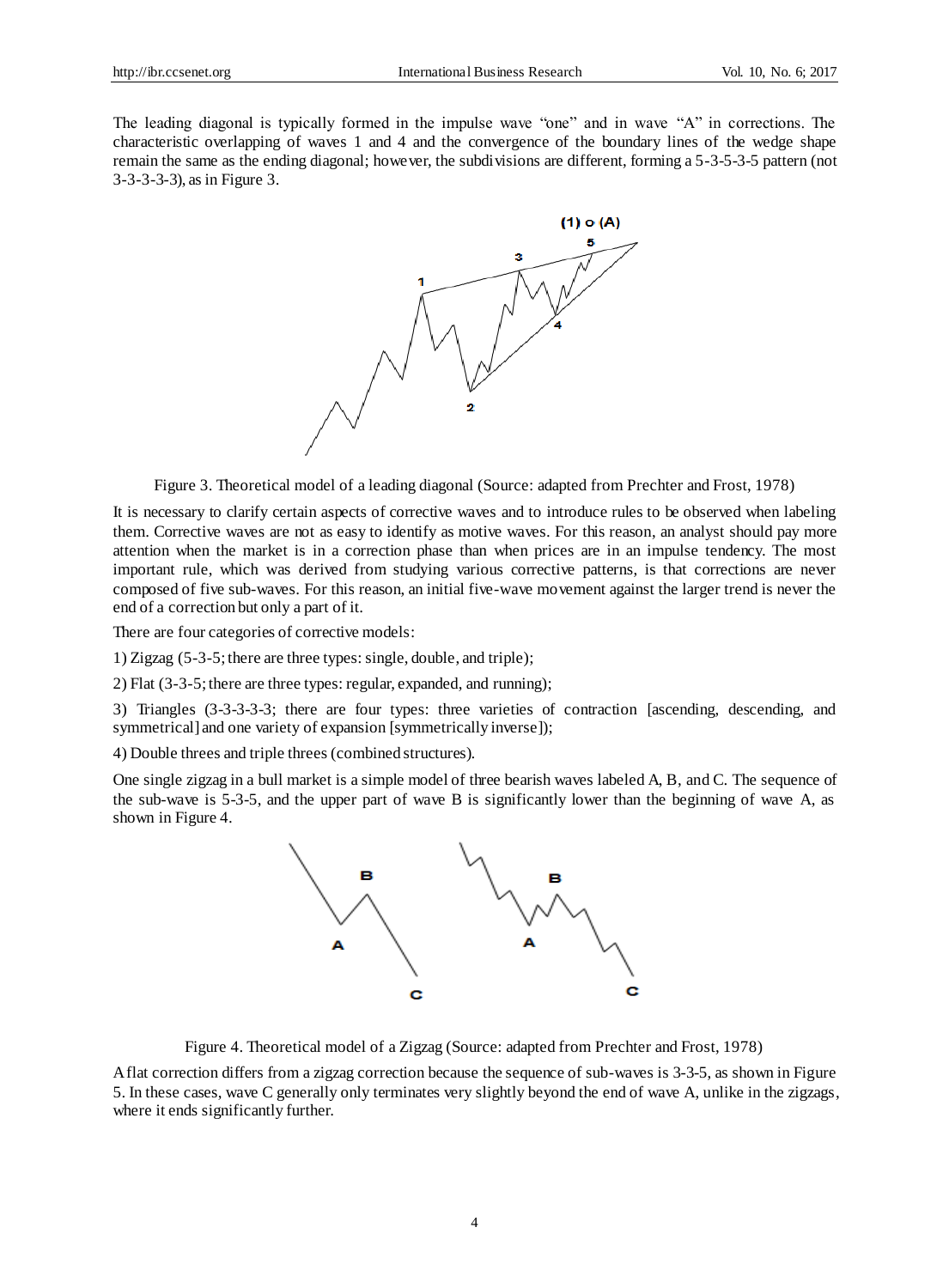The leading diagonal is typically formed in the impulse wave "one" and in wave "A" in corrections. The characteristic overlapping of waves 1 and 4 and the convergence of the boundary lines of the wedge shape remain the same as the ending diagonal; however, the subdivisions are different, forming a 5-3-5-3-5 pattern (not 3-3-3-3-3), as in Figure 3.

(1) o (A)
1
2
3
4
5

Figure 3. Theoretical model of a leading diagonal (Source: adapted from Prechter and Frost, 1978)

It is necessary to clarify certain aspects of corrective waves and to introduce rules to be observed when labeling them. Corrective waves are not as easy to identify as motive waves. For this reason, an analyst should pay more attention when the market is in a correction phase than when prices are in an impulse tendency. The most important rule, which was derived from studying various corrective patterns, is that corrections are never composed of five sub-waves. For this reason, an initial five-wave movement against the larger trend is never the end of a correction but only a part of it.

There are four categories of corrective models:

1) Zigzag (5-3-5; there are three types: single, double, and triple);

2) Flat (3-3-5; there are three types: regular, expanded, and running);

3) Triangles (3-3-3-3-3; there are four types: three varieties of contraction [ascending, descending, and symmetrical] and one variety of expansion [symmetrically inverse]);

4) Double threes and triple threes (combined structures).

One single zigzag in a bull market is a simple model of three bearish waves labeled A, B, and C. The sequence of the sub-wave is 5-3-5, and the upper part of wave B is significantly lower than the beginning of wave A, as shown in Figure 4.

A
B
C
A
B
C

Figure 4. Theoretical model of a Zigzag (Source: adapted from Prechter and Frost, 1978)

A flat correction differs from a zigzag correction because the sequence of sub-waves is 3-3-5, as shown in Figure 5. In these cases, wave C generally only terminates very slightly beyond the end of wave A, unlike in the zigzags, where it ends significantly further.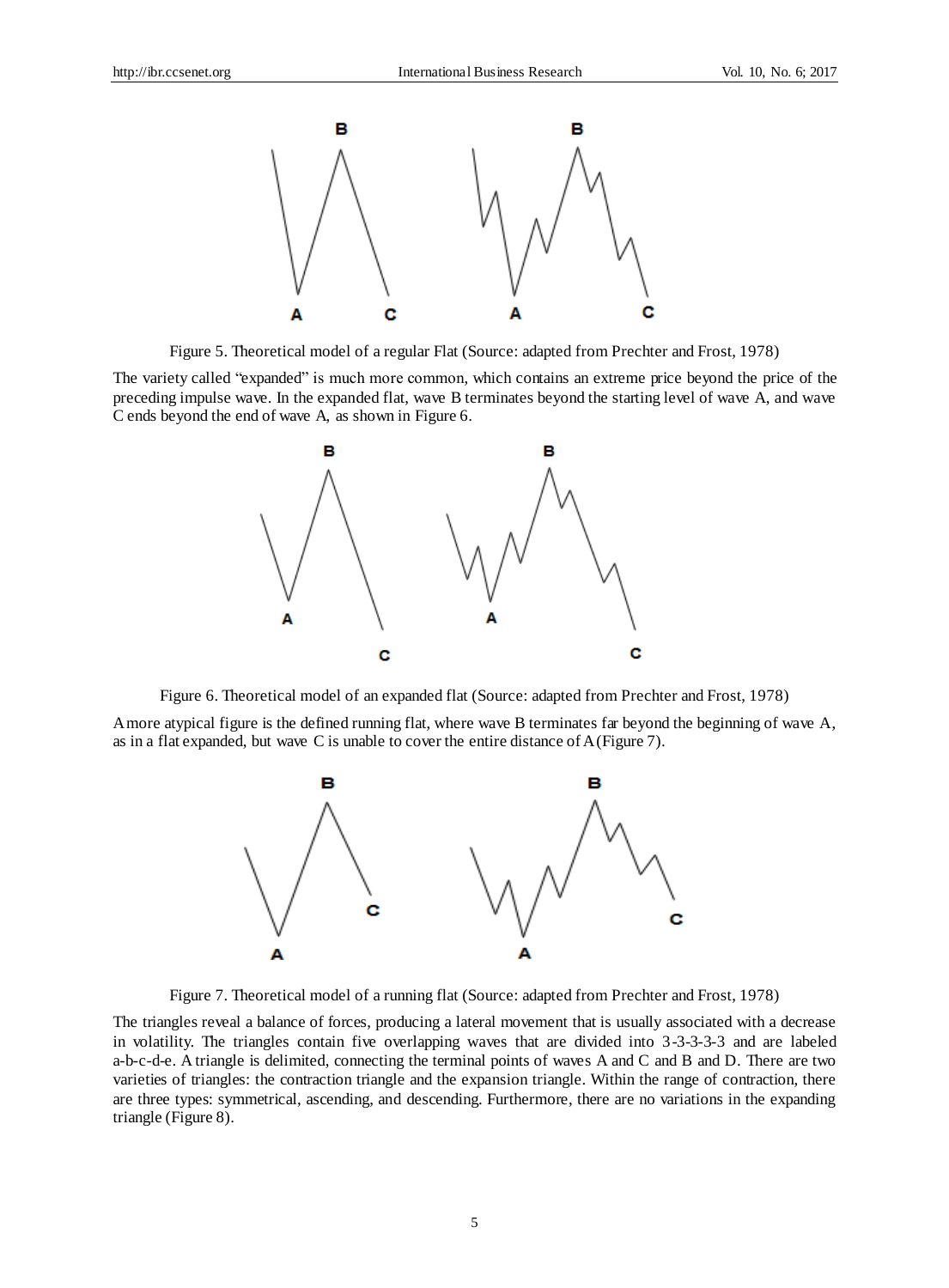A B C A B C

Figure 5. Theoretical model of a regular Flat (Source: adapted from Prechter and Frost, 1978)

The variety called "expanded" is much more common, which contains an extreme price beyond the price of the preceding impulse wave. In the expanded flat, wave B terminates beyond the starting level of wave A, and wave C ends beyond the end of wave A, as shown in Figure 6.

B A C B A C

Figure 6. Theoretical model of an expanded flat (Source: adapted from Prechter and Frost, 1978)

A more atypical figure is the defined running flat, where wave B terminates far beyond the beginning of wave A, as in a flat expanded, but wave C is unable to cover the entire distance of A (Figure 7).

B C A B C A

Figure 7. Theoretical model of a running flat (Source: adapted from Prechter and Frost, 1978)

The triangles reveal a balance of forces, producing a lateral movement that is usually associated with a decrease in volatility. The triangles contain five overlapping waves that are divided into 3-3-3-3-3 and are labeled a-b-c-d-e. A triangle is delimited, connecting the terminal points of waves A and C and B and D. There are two varieties of triangles: the contraction triangle and the expansion triangle. Within the range of contraction, there are three types: symmetrical, ascending, and descending. Furthermore, there are no variations in the expanding triangle (Figure 8).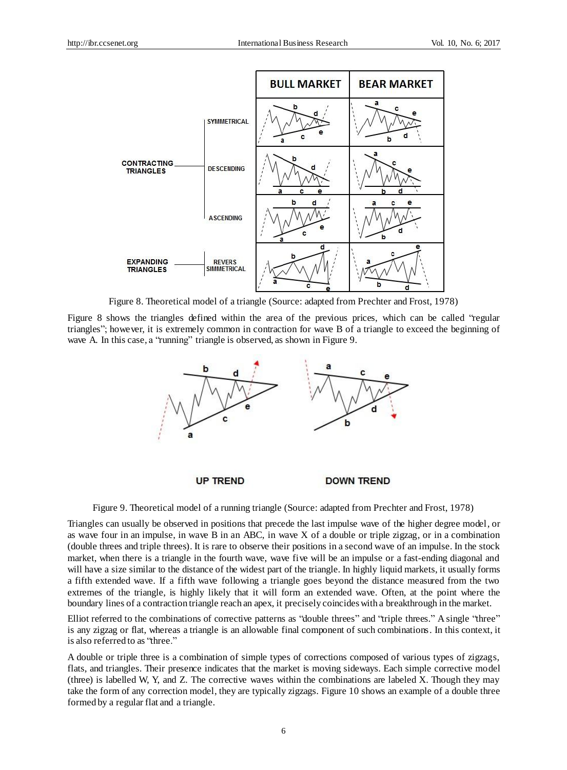BULL MARKET

BEAR MARKET

CONTRACTING TRIANGLES

SYMMETRICAL

DESCENDING

ASCENDING

EXPANDING TRIANGLES

REVERS SIMMETRICAL

Figure 8. Theoretical model of a triangle (Source: adapted from Prechter and Frost, 1978)

Figure 8 shows the triangles defined within the area of the previous prices, which can be called "regular triangles"; however, it is extremely common in contraction for wave B of a triangle to exceed the beginning of wave A. In this case, a "running" triangle is observed, as shown in Figure 9.

UP TREND

DOWN TREND

Figure 9. Theoretical model of a running triangle (Source: adapted from Prechter and Frost, 1978)

Triangles can usually be observed in positions that precede the last impulse wave of the higher degree model, or as wave four in an impulse, in wave B in an ABC, in wave X of a double or triple zigzag, or in a combination (double threes and triple threes). It is rare to observe their positions in a second wave of an impulse. In the stock market, when there is a triangle in the fourth wave, wave five will be an impulse or a fast-ending diagonal and will have a size similar to the distance of the widest part of the triangle. In highly liquid markets, it usually forms a fifth extended wave. If a fifth wave following a triangle goes beyond the distance measured from the two extremes of the triangle, is highly likely that it will form an extended wave. Often, at the point where the boundary lines of a contraction triangle reach an apex, it precisely coincides with a breakthrough in the market.

Elliot referred to the combinations of corrective patterns as "double threes" and "triple threes." A single "three" is any zigzag or flat, whereas a triangle is an allowable final component of such combinations. In this context, it is also referred to as "three."

A double or triple three is a combination of simple types of corrections composed of various types of zigzags, flats, and triangles. Their presence indicates that the market is moving sideways. Each simple corrective model (three) is labelled W, Y, and Z. The corrective waves within the combinations are labeled X. Though they may take the form of any correction model, they are typically zigzags. Figure 10 shows an example of a double three formed by a regular flat and a triangle.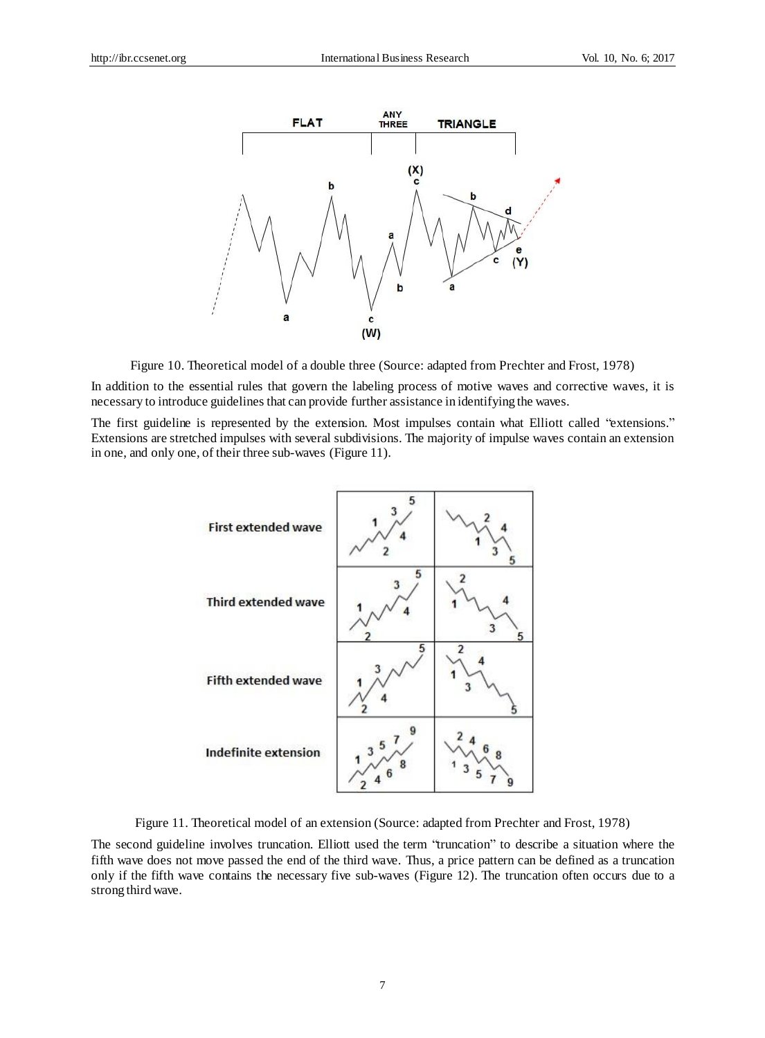FLAT

ANY THREE

TRIANGLE

(X)

c

b

a

b

d

a

b

c

e

(Y)

a

c

(W)

Figure 10. Theoretical model of a double three (Source: adapted from Prechter and Frost, 1978)

In addition to the essential rules that govern the labeling process of motive waves and corrective waves, it is necessary to introduce guidelines that can provide further assistance in identifying the waves.

The first guideline is represented by the extension. Most impulses contain what Elliott called "extensions." Extensions are stretched impulses with several subdivisions. The majority of impulse waves contain an extension in one, and only one, of their three sub-waves (Figure 11).

First extended wave

Third extended wave

Fifth extended wave

Indefinite extension

Figure 11. Theoretical model of an extension (Source: adapted from Prechter and Frost, 1978)

The second guideline involves truncation. Elliott used the term "truncation" to describe a situation where the fifth wave does not move passed the end of the third wave. Thus, a price pattern can be defined as a truncation only if the fifth wave contains the necessary five sub-waves (Figure 12). The truncation often occurs due to a strong third wave.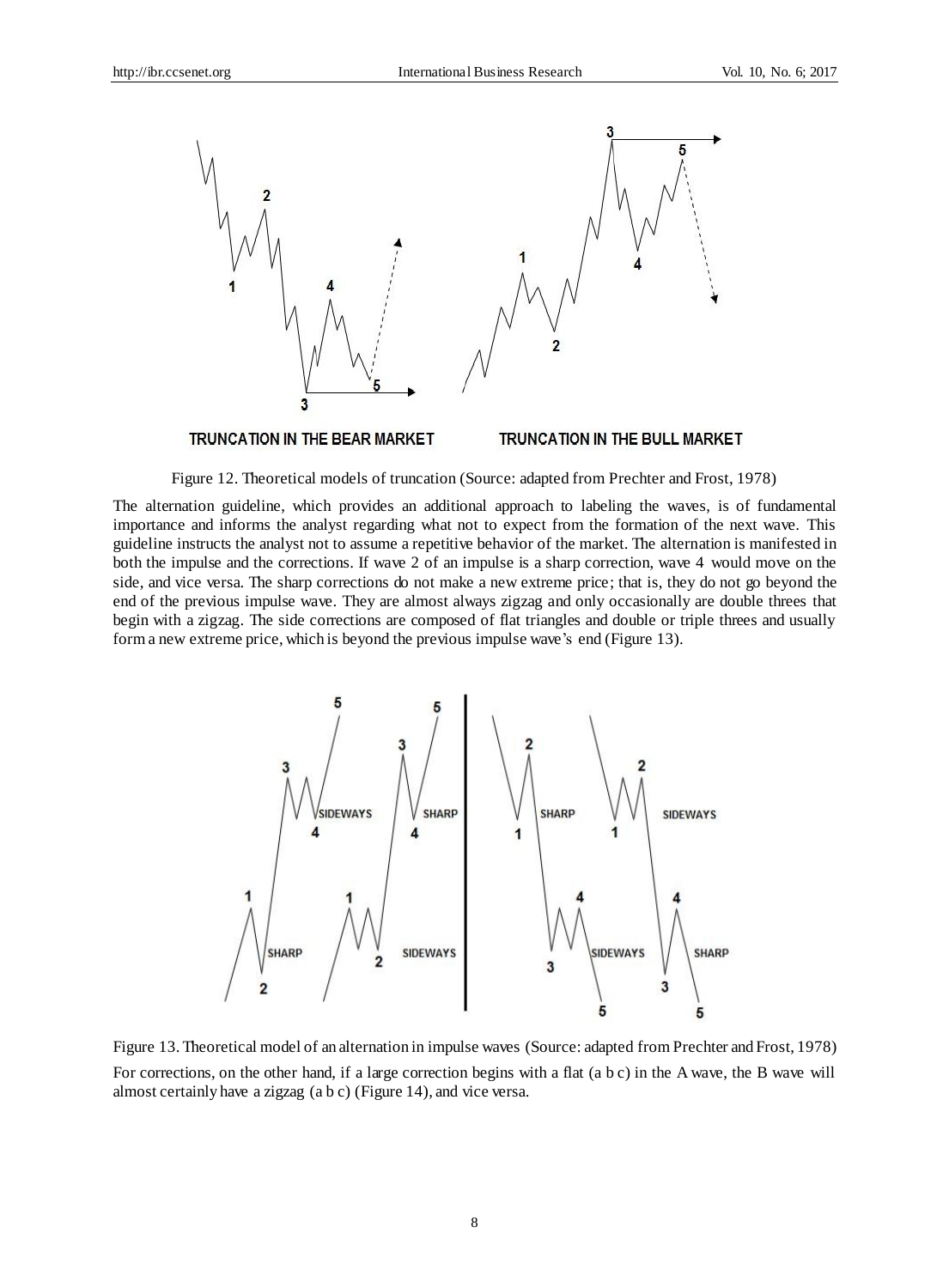1
2
3
4
5

TRUNCATION IN THE BEAR MARKET

3
1
2
4
5

TRUNCATION IN THE BULL MARKET

Figure 12. Theoretical models of truncation (Source: adapted from Prechter and Frost, 1978)

The alternation guideline, which provides an additional approach to labeling the waves, is of fundamental importance and informs the analyst regarding what not to expect from the formation of the next wave. This guideline instructs the analyst not to assume a repetitive behavior of the market. The alternation is manifested in both the impulse and the corrections. If wave 2 of an impulse is a sharp correction, wave 4 would move on the side, and vice versa. The sharp corrections do not make a new extreme price; that is, they do not go beyond the end of the previous impulse wave. They are almost always zigzag and only occasionally are double threes that begin with a zigzag. The side corrections are composed of flat triangles and double or triple threes and usually form a new extreme price, which is beyond the previous impulse wave's end (Figure 13).

5
3
SIDEWAYS
4
1
SHARP
2

5
3
SHARP
4
1
2
SIDEWAYS

2
SHARP
1
4
3
SIDEWAYS
5

2
1
SIDEWAYS
4
3
SHARP
5

Figure 13. Theoretical model of an alternation in impulse waves (Source: adapted from Prechter and Frost, 1978)

For corrections, on the other hand, if a large correction begins with a flat (a b c) in the A wave, the B wave will almost certainly have a zigzag (a b c) (Figure 14), and vice versa.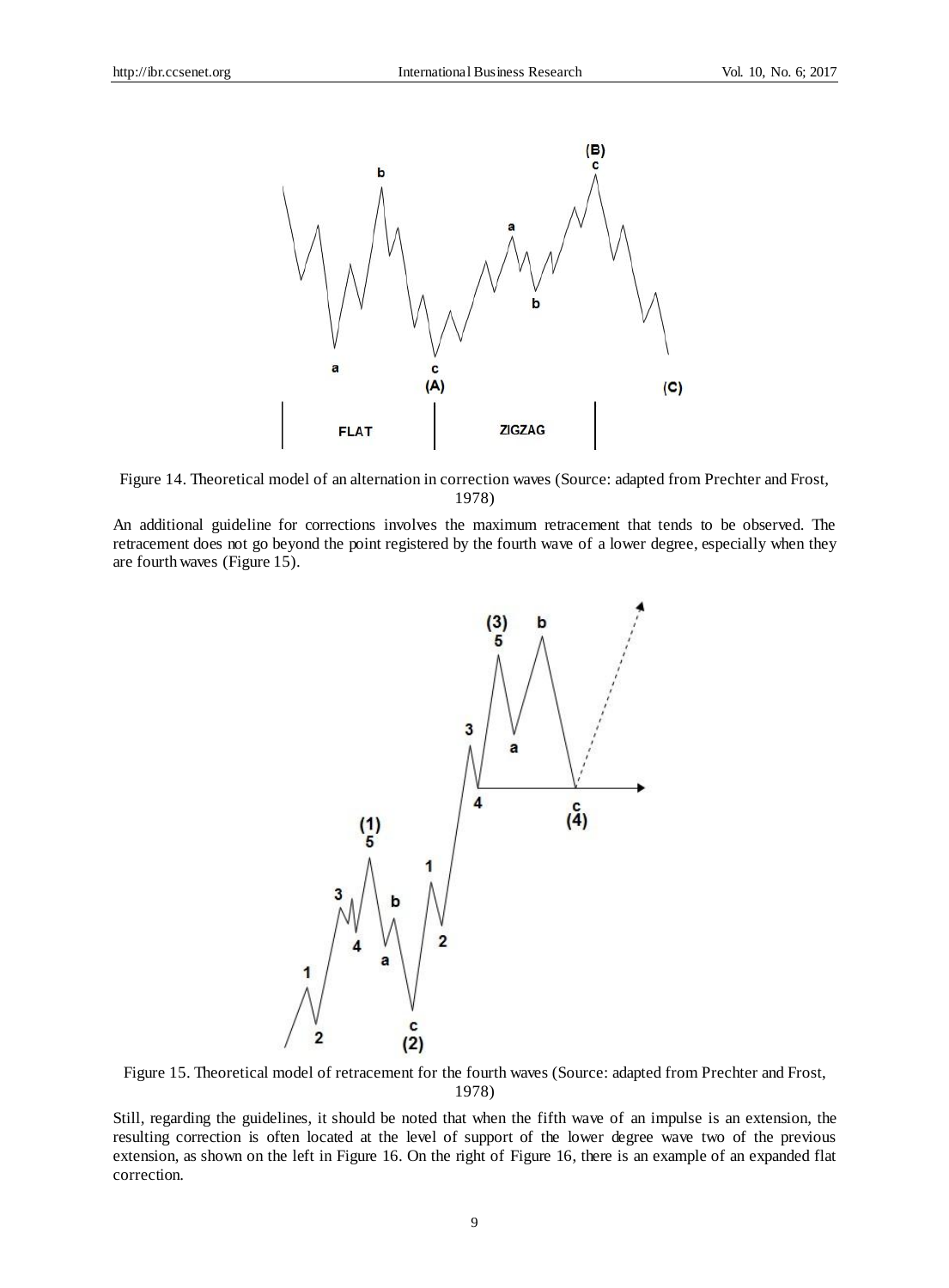(B)
c
b
a
b
a
c
(A)
(C)
FLAT
ZIGZAG

Figure 14. Theoretical model of an alternation in correction waves (Source: adapted from Prechter and Frost, 1978)

An additional guideline for corrections involves the maximum retracement that tends to be observed. The retracement does not go beyond the point registered by the fourth wave of a lower degree, especially when they are fourth waves (Figure 15).

(3)
5
b
3
a
4
c
(4)
(1)
5
1
3
b
4
2
a
1
2
c
(2)

Figure 15. Theoretical model of retracement for the fourth waves (Source: adapted from Prechter and Frost, 1978)

Still, regarding the guidelines, it should be noted that when the fifth wave of an impulse is an extension, the resulting correction is often located at the level of support of the lower degree wave two of the previous extension, as shown on the left in Figure 16. On the right of Figure 16, there is an example of an expanded flat correction.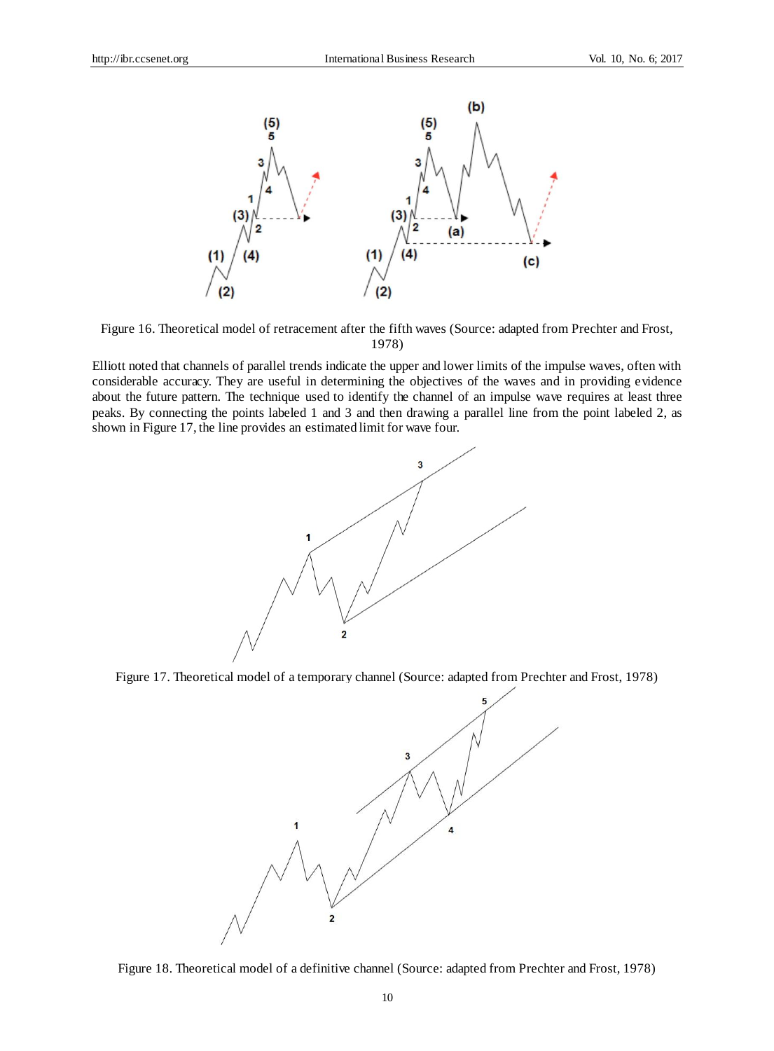(5)
5
3
4
1
(3)
2
(1)
(4)
(2)

(b)
(5)
5
3
4
1
(3)
2
(a)
(1)
(4)
(c)
(2)

Figure 16. Theoretical model of retracement after the fifth waves (Source: adapted from Prechter and Frost, 1978)

Elliott noted that channels of parallel trends indicate the upper and lower limits of the impulse waves, often with considerable accuracy. They are useful in determining the objectives of the waves and in providing evidence about the future pattern. The technique used to identify the channel of an impulse wave requires at least three peaks. By connecting the points labeled 1 and 3 and then drawing a parallel line from the point labeled 2, as shown in Figure 17, the line provides an estimated limit for wave four.

3
1
2

Figure 17. Theoretical model of a temporary channel (Source: adapted from Prechter and Frost, 1978)

5
3
1
4
2

Figure 18. Theoretical model of a definitive channel (Source: adapted from Prechter and Frost, 1978)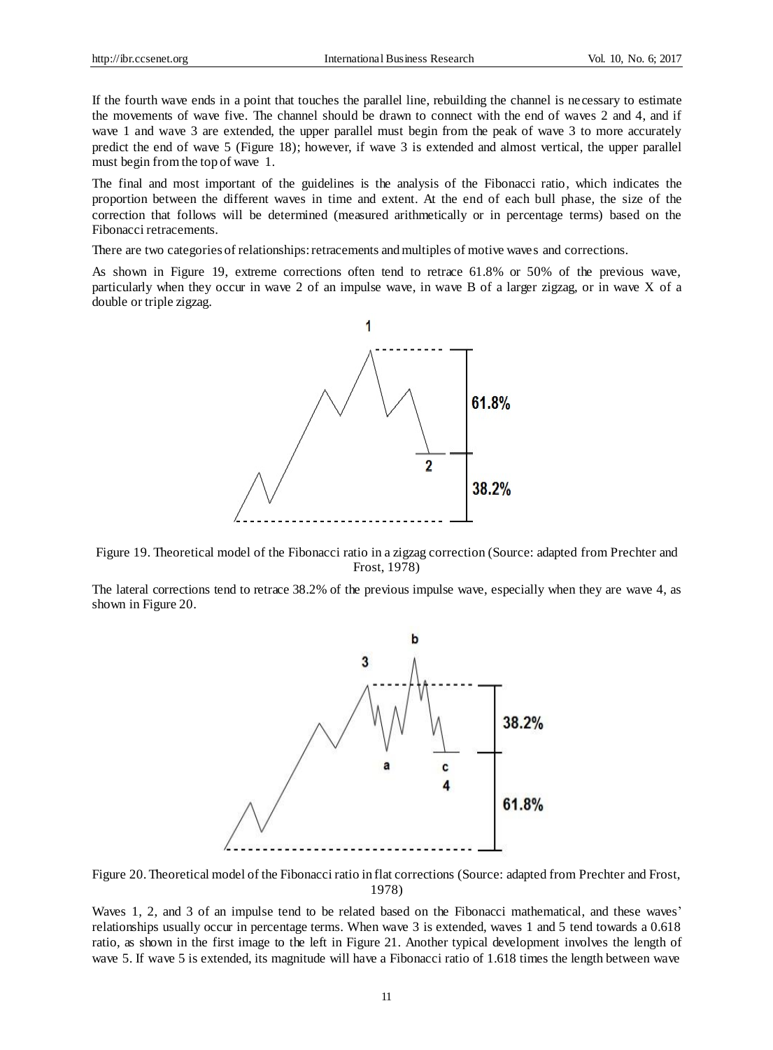If the fourth wave ends in a point that touches the parallel line, rebuilding the channel is necessary to estimate the movements of wave five. The channel should be drawn to connect with the end of waves 2 and 4, and if wave 1 and wave 3 are extended, the upper parallel must begin from the peak of wave 3 to more accurately predict the end of wave 5 (Figure 18); however, if wave 3 is extended and almost vertical, the upper parallel must begin from the top of wave 1.

The final and most important of the guidelines is the analysis of the Fibonacci ratio, which indicates the proportion between the different waves in time and extent. At the end of each bull phase, the size of the correction that follows will be determined (measured arithmetically or in percentage terms) based on the Fibonacci retracements.

There are two categories of relationships: retracements and multiples of motive waves and corrections.

As shown in Figure 19, extreme corrections often tend to retrace 61.8% or 50% of the previous wave, particularly when they occur in wave 2 of an impulse wave, in wave B of a larger zigzag, or in wave X of a double or triple zigzag.

Figure 19. Theoretical model of the Fibonacci ratio in a zigzag correction (Source: adapted from Prechter and Frost, 1978)

The lateral corrections tend to retrace 38.2% of the previous impulse wave, especially when they are wave 4, as shown in Figure 20.

Figure 20. Theoretical model of the Fibonacci ratio in flat corrections (Source: adapted from Prechter and Frost, 1978)

Waves 1, 2, and 3 of an impulse tend to be related based on the Fibonacci mathematical, and these waves' relationships usually occur in percentage terms. When wave 3 is extended, waves 1 and 5 tend towards a 0.618 ratio, as shown in the first image to the left in Figure 21. Another typical development involves the length of wave 5. If wave 5 is extended, its magnitude will have a Fibonacci ratio of 1.618 times the length between wave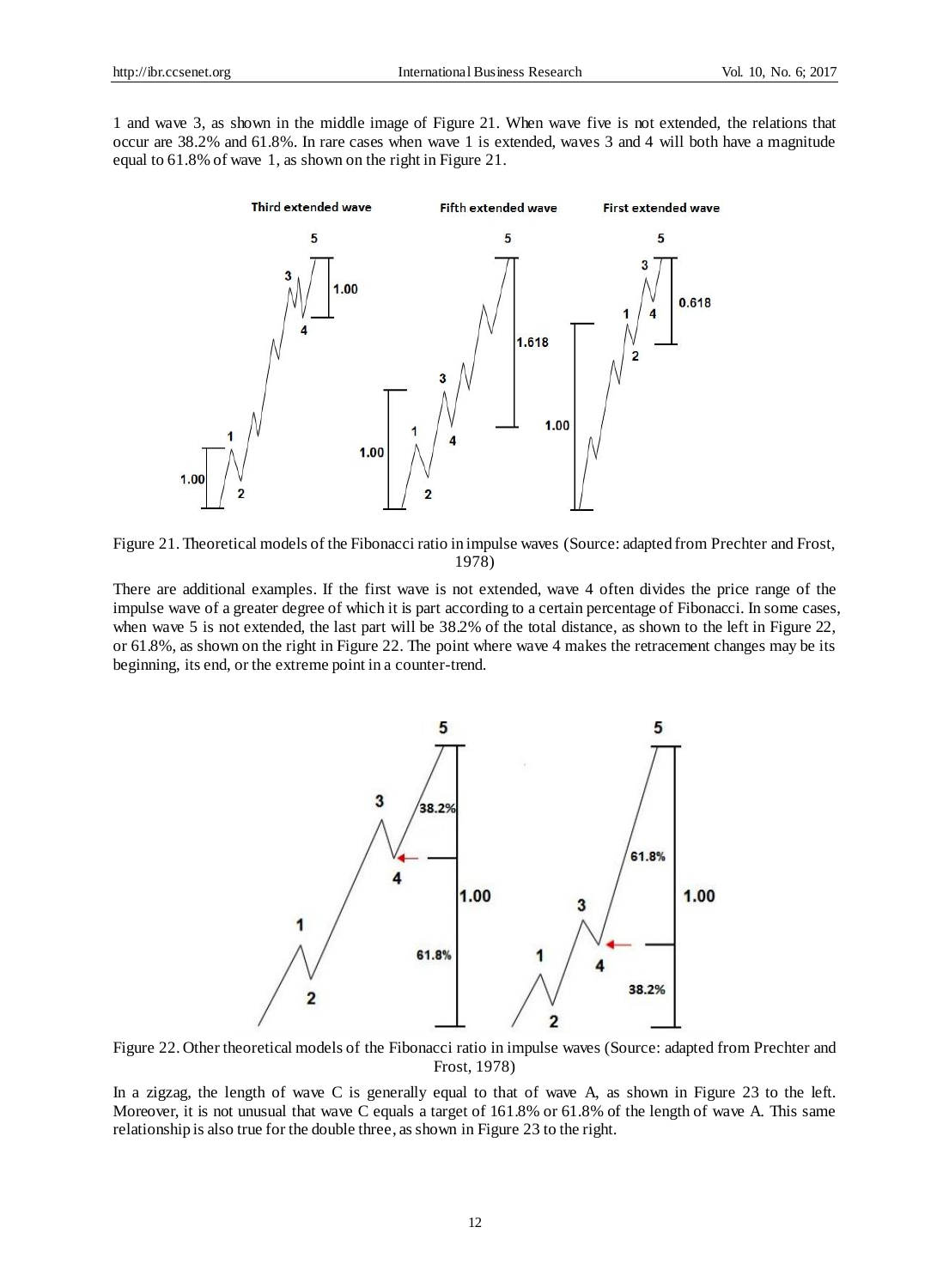1 and wave 3, as shown in the middle image of Figure 21. When wave five is not extended, the relations that occur are 38.2% and 61.8%. In rare cases when wave 1 is extended, waves 3 and 4 will both have a magnitude equal to 61.8% of wave 1, as shown on the right in Figure 21.

Third extended wave

5
3
1.00
4
1
1.00
2

Fifth extended wave

5
1.618
3
1
4
1.00
2

First extended wave

5
3
0.618
1
4
2
1.00

Figure 21. Theoretical models of the Fibonacci ratio in impulse waves (Source: adapted from Prechter and Frost, 1978)

There are additional examples. If the first wave is not extended, wave 4 often divides the price range of the impulse wave of a greater degree of which it is part according to a certain percentage of Fibonacci. In some cases, when wave 5 is not extended, the last part will be 38.2% of the total distance, as shown to the left in Figure 22, or 61.8%, as shown on the right in Figure 22. The point where wave 4 makes the retracement changes may be its beginning, its end, or the extreme point in a counter-trend.

5
3
38.2%
4
1.00
1
61.8%
2

5
61.8%
3
1.00
1
4
38.2%
2

Figure 22. Other theoretical models of the Fibonacci ratio in impulse waves (Source: adapted from Prechter and Frost, 1978)

In a zigzag, the length of wave C is generally equal to that of wave A, as shown in Figure 23 to the left. Moreover, it is not unusual that wave C equals a target of 161.8% or 61.8% of the length of wave A. This same relationship is also true for the double three, as shown in Figure 23 to the right.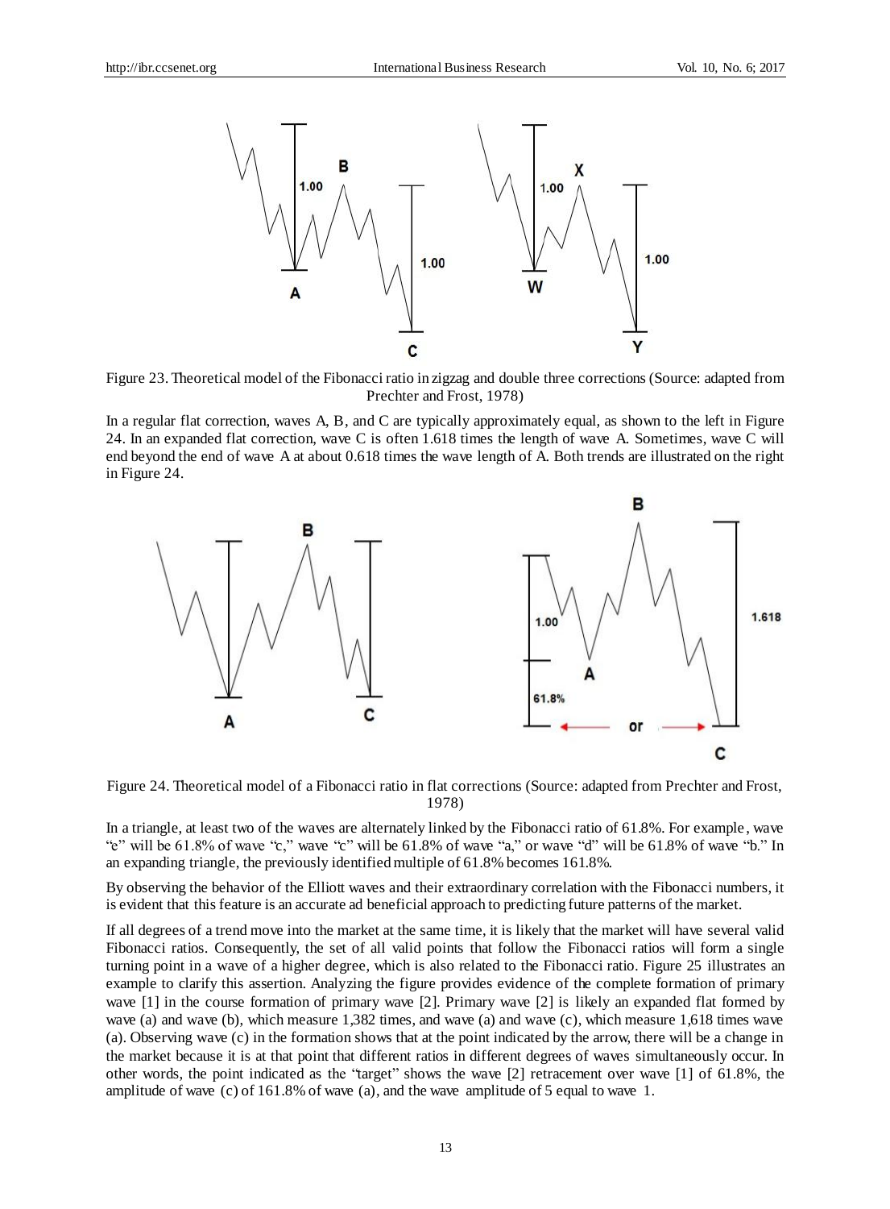B

1.00

A

1.00

C

X

1.00

W

1.00

Y

Figure 23. Theoretical model of the Fibonacci ratio in zigzag and double three corrections (Source: adapted from Prechter and Frost, 1978)

In a regular flat correction, waves A, B, and C are typically approximately equal, as shown to the left in Figure 24. In an expanded flat correction, wave C is often 1.618 times the length of wave A. Sometimes, wave C will end beyond the end of wave A at about 0.618 times the wave length of A. Both trends are illustrated on the right in Figure 24.

B

A

C

B

1.00

1.618

A

61.8%

or

C

Figure 24. Theoretical model of a Fibonacci ratio in flat corrections (Source: adapted from Prechter and Frost, 1978)

In a triangle, at least two of the waves are alternately linked by the Fibonacci ratio of 61.8%. For example, wave "e" will be 61.8% of wave "c," wave "c" will be 61.8% of wave "a," or wave "d" will be 61.8% of wave "b." In an expanding triangle, the previously identified multiple of 61.8% becomes 161.8%.

By observing the behavior of the Elliott waves and their extraordinary correlation with the Fibonacci numbers, it is evident that this feature is an accurate ad beneficial approach to predicting future patterns of the market.

If all degrees of a trend move into the market at the same time, it is likely that the market will have several valid Fibonacci ratios. Consequently, the set of all valid points that follow the Fibonacci ratios will form a single turning point in a wave of a higher degree, which is also related to the Fibonacci ratio. Figure 25 illustrates an example to clarify this assertion. Analyzing the figure provides evidence of the complete formation of primary wave [1] in the course formation of primary wave [2]. Primary wave [2] is likely an expanded flat formed by wave (a) and wave (b), which measure 1,382 times, and wave (a) and wave (c), which measure 1,618 times wave (a). Observing wave (c) in the formation shows that at the point indicated by the arrow, there will be a change in the market because it is at that point that different ratios in different degrees of waves simultaneously occur. In other words, the point indicated as the "target" shows the wave [2] retracement over wave [1] of 61.8%, the amplitude of wave (c) of 161.8% of wave (a), and the wave amplitude of 5 equal to wave 1.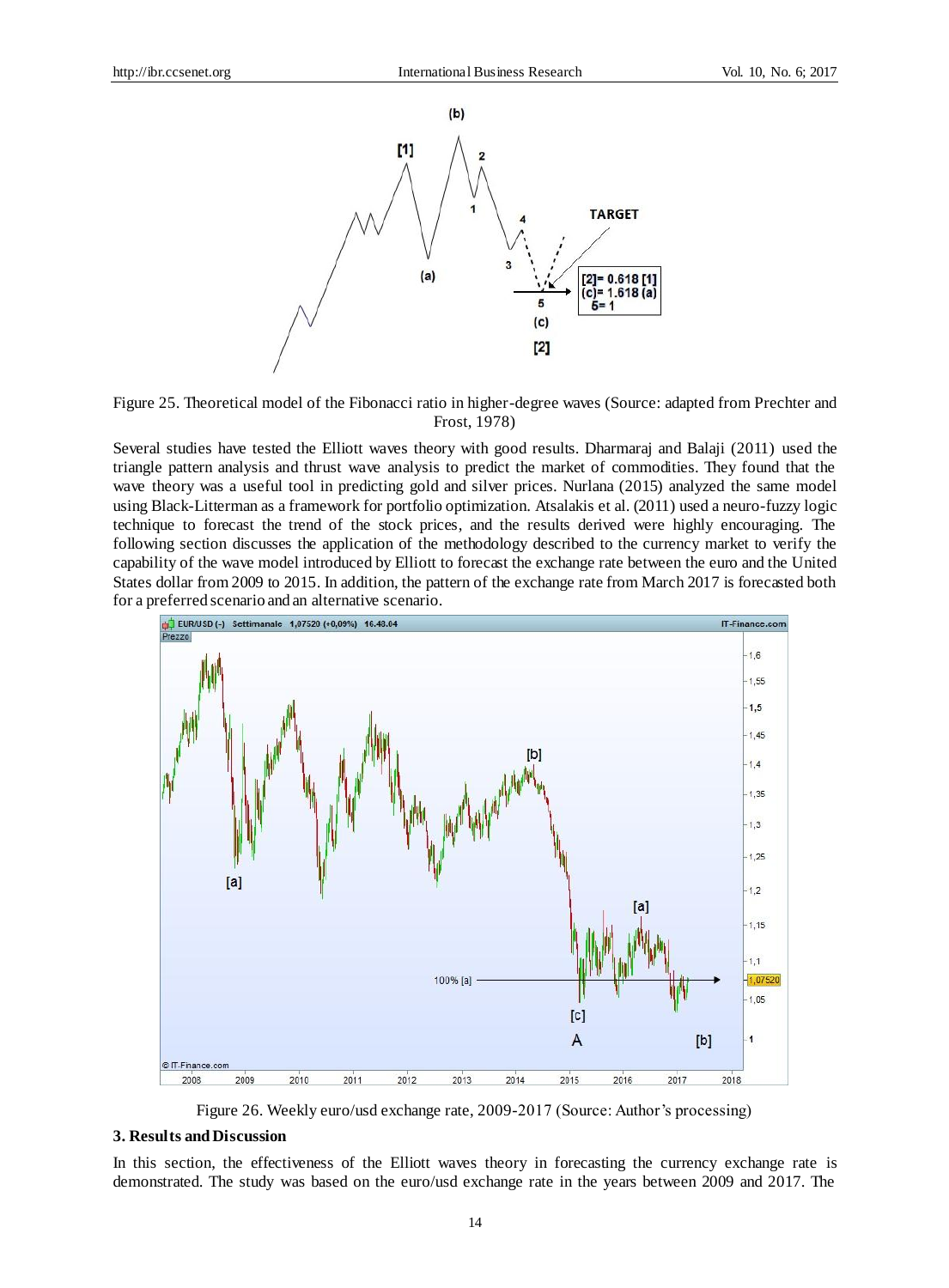(b)

[1]

2

1

4

TARGET

3

(a)

[2]= 0.618 [1]
(c)= 1.618 (a)
5= 1

5

(c)

[2]

Figure 25. Theoretical model of the Fibonacci ratio in higher-degree waves (Source: adapted from Prechter and Frost, 1978)

Several studies have tested the Elliott waves theory with good results. Dharmaraj and Balaji (2011) used the triangle pattern analysis and thrust wave analysis to predict the market of commodities. They found that the wave theory was a useful tool in predicting gold and silver prices. Nurlana (2015) analyzed the same model using Black-Litterman as a framework for portfolio optimization. Atsalakis et al. (2011) used a neuro-fuzzy logic technique to forecast the trend of the stock prices, and the results derived were highly encouraging. The following section discusses the application of the methodology described to the currency market to verify the capability of the wave model introduced by Elliott to forecast the exchange rate between the euro and the United States dollar from 2009 to 2015. In addition, the pattern of the exchange rate from March 2017 is forecasted both for a preferred scenario and an alternative scenario.

EUR/USD (-) Settimanale 1,07520 (+0,09%) 16.48.04

IT-Finance.com

Prezzo

1,6
1,55
1,5
1,45
1,4
1,35
1,3
1,25
1,2
1,15
1,1
1,07520
1,05
1

[b]

[a]

[a]

100% [a]

[c]

A

[b]

© IT-Finance.com

2008 2009 2010 2011 2012 2013 2014 2015 2016 2017 2018

Figure 26. Weekly euro/usd exchange rate, 2009-2017 (Source: Author's processing)

### 3. Results and Discussion

In this section, the effectiveness of the Elliott waves theory in forecasting the currency exchange rate is demonstrated. The study was based on the euro/usd exchange rate in the years between 2009 and 2017. The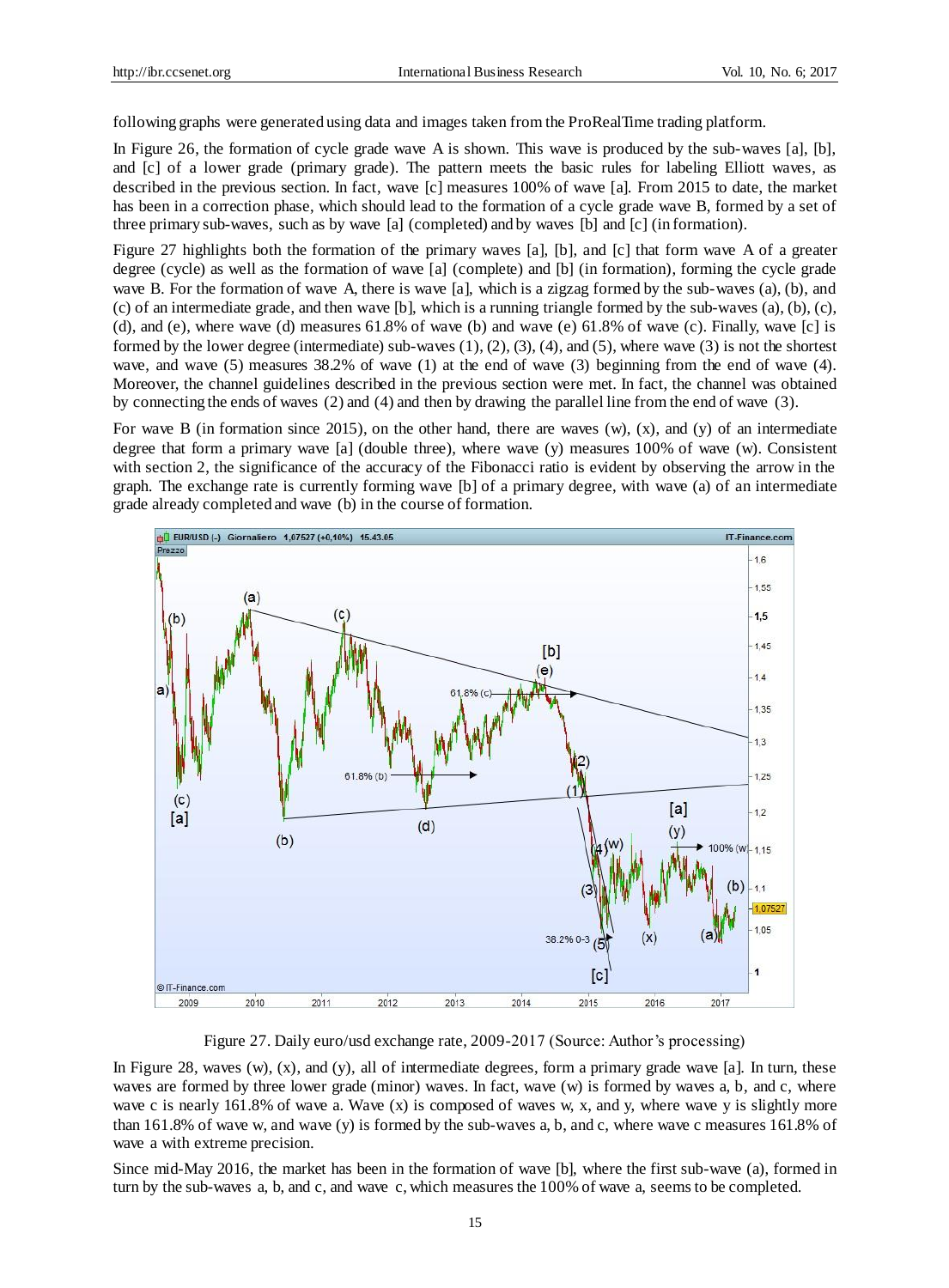following graphs were generated using data and images taken from the ProRealTime trading platform.

In Figure 26, the formation of cycle grade wave A is shown. This wave is produced by the sub-waves [a], [b], and [c] of a lower grade (primary grade). The pattern meets the basic rules for labeling Elliott waves, as described in the previous section. In fact, wave [c] measures 100% of wave [a]. From 2015 to date, the market has been in a correction phase, which should lead to the formation of a cycle grade wave B, formed by a set of three primary sub-waves, such as by wave [a] (completed) and by waves [b] and [c] (in formation).

Figure 27 highlights both the formation of the primary waves [a], [b], and [c] that form wave A of a greater degree (cycle) as well as the formation of wave [a] (complete) and [b] (in formation), forming the cycle grade wave B. For the formation of wave A, there is wave [a], which is a zigzag formed by the sub-waves (a), (b), and (c) of an intermediate grade, and then wave [b], which is a running triangle formed by the sub-waves (a), (b), (c), (d), and (e), where wave (d) measures 61.8% of wave (b) and wave (e) 61.8% of wave (c). Finally, wave [c] is formed by the lower degree (intermediate) sub-waves (1), (2), (3), (4), and (5), where wave (3) is not the shortest wave, and wave (5) measures 38.2% of wave (1) at the end of wave (3) beginning from the end of wave (4). Moreover, the channel guidelines described in the previous section were met. In fact, the channel was obtained by connecting the ends of waves (2) and (4) and then by drawing the parallel line from the end of wave (3).

For wave B (in formation since 2015), on the other hand, there are waves (w), (x), and (y) of an intermediate degree that form a primary wave [a] (double three), where wave (y) measures 100% of wave (w). Consistent with section 2, the significance of the accuracy of the Fibonacci ratio is evident by observing the arrow in the graph. The exchange rate is currently forming wave [b] of a primary degree, with wave (a) of an intermediate grade already completed and wave (b) in the course of formation.

EUR/USD (-) Giornaliero 1,07527 (+0,10%) 15.43.05
IT-Finance.com
Prezzo
1.6
1.55
1,5
1.45
1.4
1.35
1.3
1.25
1.2
1.15
1.1
1.07527
1.05
1
(a)
(b)
(c)
[a]
(a)
(b)
(c)
(d)
(e)
[b]
61.8% (c)
61.8% (b)
(1)
(2)
(3)
(4)
(5)
[c]
38.2% 0-3
(w)
(x)
(y)
[a]
100% (w)
(a)
(b)
© IT-Finance.com
2009
2010
2011
2012
2013
2014
2015
2016
2017

Figure 27. Daily euro/usd exchange rate, 2009-2017 (Source: Author's processing)

In Figure 28, waves (w), (x), and (y), all of intermediate degrees, form a primary grade wave [a]. In turn, these waves are formed by three lower grade (minor) waves. In fact, wave (w) is formed by waves a, b, and c, where wave c is nearly 161.8% of wave a. Wave (x) is composed of waves w, x, and y, where wave y is slightly more than 161.8% of wave w, and wave (y) is formed by the sub-waves a, b, and c, where wave c measures 161.8% of wave a with extreme precision.

Since mid-May 2016, the market has been in the formation of wave [b], where the first sub-wave (a), formed in turn by the sub-waves a, b, and c, and wave c, which measures the 100% of wave a, seems to be completed.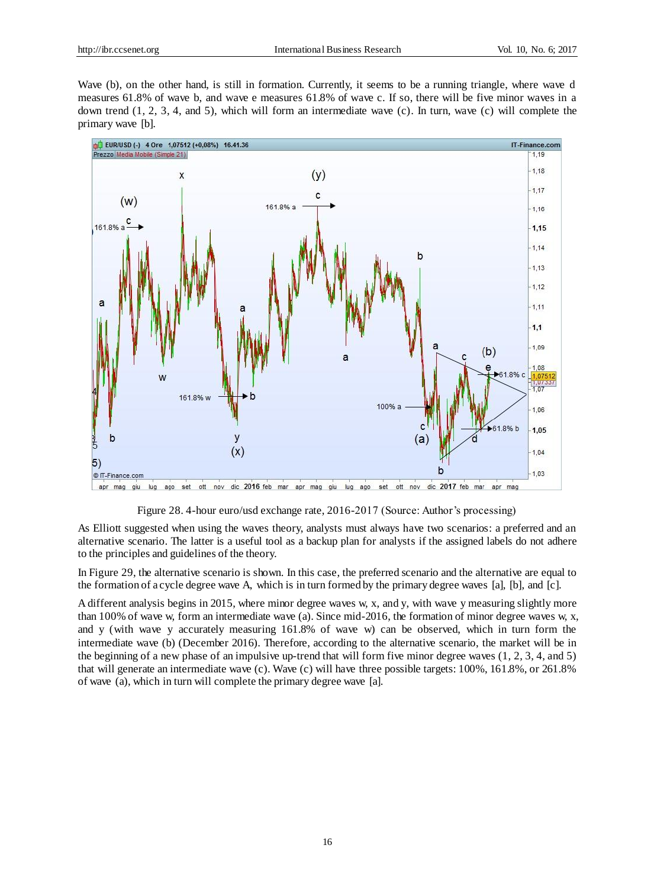Wave (b), on the other hand, is still in formation. Currently, it seems to be a running triangle, where wave d measures 61.8% of wave b, and wave e measures 61.8% of wave c. If so, there will be five minor waves in a down trend (1, 2, 3, 4, and 5), which will form an intermediate wave (c). In turn, wave (c) will complete the primary wave [b].

EUR/USD (-) 4 Ore 1,07512 (+0,08%) 16.41.36
IT-Finance.com
Prezzo Media Mobile (Simple 21)

1,19
1,18
1,17
1,16
1,15
1,14
1,13
1,12
1,11
1,1
1,09
1,08
1,07512
1,07337
1,07
1,06
1,05
1,04
1,03

(w)
c
161.8% a
a
b
w
x
a
161.8% w
b
y
(x)
(y)
c
161.8% a
a
b
a
c
(b)
e
61.8% c
100% a
c
(a)
d
61.8% b
b
4
3
5
5)

© IT-Finance.com

apr mag giu lug ago set ott nov dic 2016 feb mar apr mag giu lug ago set ott nov dic 2017 feb mar apr mag

Figure 28. 4-hour euro/usd exchange rate, 2016-2017 (Source: Author's processing)

As Elliott suggested when using the waves theory, analysts must always have two scenarios: a preferred and an alternative scenario. The latter is a useful tool as a backup plan for analysts if the assigned labels do not adhere to the principles and guidelines of the theory.

In Figure 29, the alternative scenario is shown. In this case, the preferred scenario and the alternative are equal to the formation of a cycle degree wave A, which is in turn formed by the primary degree waves [a], [b], and [c].

A different analysis begins in 2015, where minor degree waves w, x, and y, with wave y measuring slightly more than 100% of wave w, form an intermediate wave (a). Since mid-2016, the formation of minor degree waves w, x, and y (with wave y accurately measuring 161.8% of wave w) can be observed, which in turn form the intermediate wave (b) (December 2016). Therefore, according to the alternative scenario, the market will be in the beginning of a new phase of an impulsive up-trend that will form five minor degree waves (1, 2, 3, 4, and 5) that will generate an intermediate wave (c). Wave (c) will have three possible targets: 100%, 161.8%, or 261.8% of wave (a), which in turn will complete the primary degree wave [a].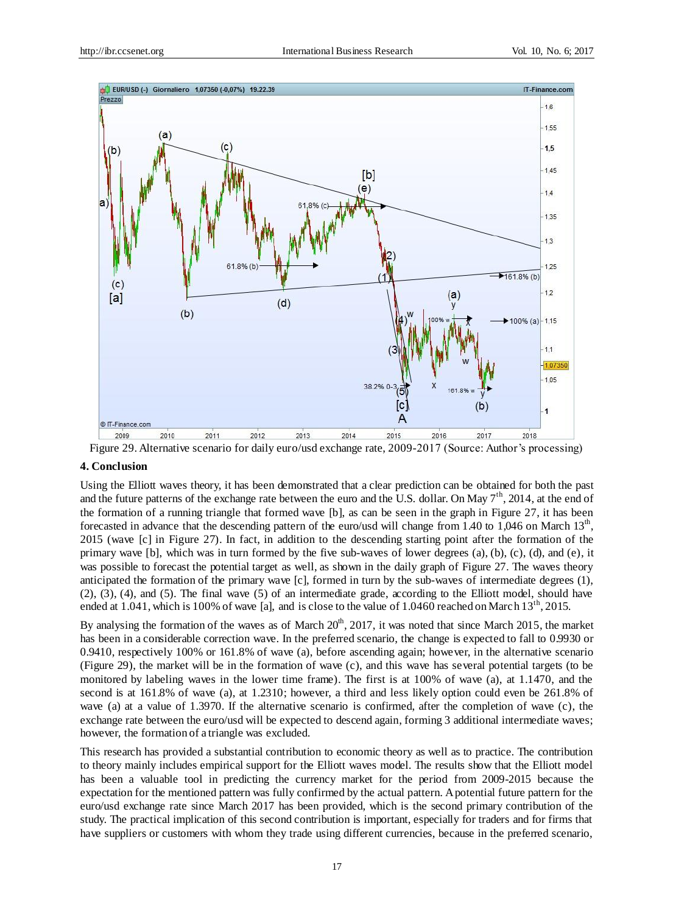EUR/USD (-) Giornaliero 1,07350 (-0,07%) 19.22.39

IT-Finance.com

Prezzo

(a)
(b)
a)
(c)
[a]
(b)
(c)
61.8% (b)
(d)
61,8% (c)
[b]
(e)
(2)
(1)
(4)
(3)
38.2% 0-3
(5)
[c]
A
w
100% w
x
(a)
y
x
w
161.8% w
y
(b)
161.8% (b)
100% (a)

1.6
1.55
1.5
1.45
1.4
1.35
1.3
1.25
1.2
1.15
1.1
1.07350
1.05
1

© IT-Finance.com

2009 2010 2011 2012 2013 2014 2015 2016 2017 2018

Figure 29. Alternative scenario for daily euro/usd exchange rate, 2009-2017 (Source: Author's processing)

## 4. Conclusion

Using the Elliott waves theory, it has been demonstrated that a clear prediction can be obtained for both the past and the future patterns of the exchange rate between the euro and the U.S. dollar. On May 7th, 2014, at the end of the formation of a running triangle that formed wave [b], as can be seen in the graph in Figure 27, it has been forecasted in advance that the descending pattern of the euro/usd will change from 1.40 to 1,046 on March 13th, 2015 (wave [c] in Figure 27). In fact, in addition to the descending starting point after the formation of the primary wave [b], which was in turn formed by the five sub-waves of lower degrees (a), (b), (c), (d), and (e), it was possible to forecast the potential target as well, as shown in the daily graph of Figure 27. The waves theory anticipated the formation of the primary wave [c], formed in turn by the sub-waves of intermediate degrees (1), (2), (3), (4), and (5). The final wave (5) of an intermediate grade, according to the Elliott model, should have ended at 1.041, which is 100% of wave [a], and is close to the value of 1.0460 reached on March 13th, 2015.

By analysing the formation of the waves as of March 20th, 2017, it was noted that since March 2015, the market has been in a considerable correction wave. In the preferred scenario, the change is expected to fall to 0.9930 or 0.9410, respectively 100% or 161.8% of wave (a), before ascending again; however, in the alternative scenario (Figure 29), the market will be in the formation of wave (c), and this wave has several potential targets (to be monitored by labeling waves in the lower time frame). The first is at 100% of wave (a), at 1.1470, and the second is at 161.8% of wave (a), at 1.2310; however, a third and less likely option could even be 261.8% of wave (a) at a value of 1.3970. If the alternative scenario is confirmed, after the completion of wave (c), the exchange rate between the euro/usd will be expected to descend again, forming 3 additional intermediate waves; however, the formation of a triangle was excluded.

This research has provided a substantial contribution to economic theory as well as to practice. The contribution to theory mainly includes empirical support for the Elliott waves model. The results show that the Elliott model has been a valuable tool in predicting the currency market for the period from 2009-2015 because the expectation for the mentioned pattern was fully confirmed by the actual pattern. A potential future pattern for the euro/usd exchange rate since March 2017 has been provided, which is the second primary contribution of the study. The practical implication of this second contribution is important, especially for traders and for firms that have suppliers or customers with whom they trade using different currencies, because in the preferred scenario,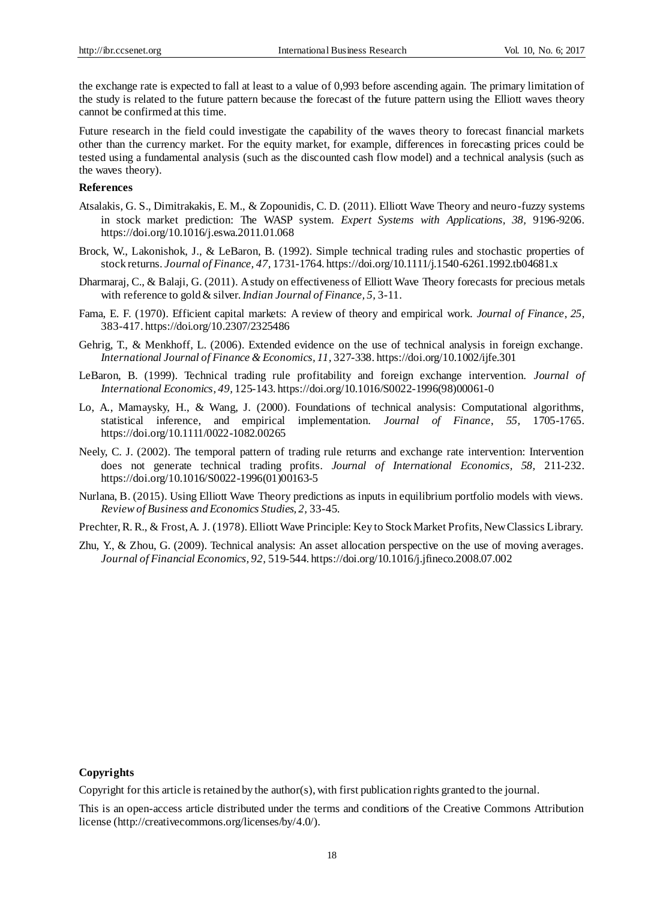the exchange rate is expected to fall at least to a value of 0,993 before ascending again. The primary limitation of the study is related to the future pattern because the forecast of the future pattern using the Elliott waves theory cannot be confirmed at this time.

Future research in the field could investigate the capability of the waves theory to forecast financial markets other than the currency market. For the equity market, for example, differences in forecasting prices could be tested using a fundamental analysis (such as the discounted cash flow model) and a technical analysis (such as the waves theory).

## References

Atsalakis, G. S., Dimitrakakis, E. M., & Zopounidis, C. D. (2011). Elliott Wave Theory and neuro-fuzzy systems in stock market prediction: The WASP system. *Expert Systems with Applications, 38*, 9196-9206. https://doi.org/10.1016/j.eswa.2011.01.068

Brock, W., Lakonishok, J., & LeBaron, B. (1992). Simple technical trading rules and stochastic properties of stock returns. *Journal of Finance, 47*, 1731-1764. https://doi.org/10.1111/j.1540-6261.1992.tb04681.x

Dharmaraj, C., & Balaji, G. (2011). A study on effectiveness of Elliott Wave Theory forecasts for precious metals with reference to gold & silver. *Indian Journal of Finance, 5*, 3-11.

Fama, E. F. (1970). Efficient capital markets: A review of theory and empirical work. *Journal of Finance, 25*, 383-417. https://doi.org/10.2307/2325486

Gehrig, T., & Menkhoff, L. (2006). Extended evidence on the use of technical analysis in foreign exchange. *International Journal of Finance & Economics, 11*, 327-338. https://doi.org/10.1002/ijfe.301

LeBaron, B. (1999). Technical trading rule profitability and foreign exchange intervention. *Journal of International Economics, 49*, 125-143. https://doi.org/10.1016/S0022-1996(98)00061-0

Lo, A., Mamaysky, H., & Wang, J. (2000). Foundations of technical analysis: Computational algorithms, statistical inference, and empirical implementation. *Journal of Finance, 55*, 1705-1765. https://doi.org/10.1111/0022-1082.00265

Neely, C. J. (2002). The temporal pattern of trading rule returns and exchange rate intervention: Intervention does not generate technical trading profits. *Journal of International Economics, 58*, 211-232. https://doi.org/10.1016/S0022-1996(01)00163-5

Nurlana, B. (2015). Using Elliott Wave Theory predictions as inputs in equilibrium portfolio models with views. *Review of Business and Economics Studies, 2*, 33-45.

Prechter, R. R., & Frost, A. J. (1978). Elliott Wave Principle: Key to Stock Market Profits, New Classics Library.

Zhu, Y., & Zhou, G. (2009). Technical analysis: An asset allocation perspective on the use of moving averages. *Journal of Financial Economics, 92*, 519-544. https://doi.org/10.1016/j.jfineco.2008.07.002

## Copyrights

Copyright for this article is retained by the author(s), with first publication rights granted to the journal.

This is an open-access article distributed under the terms and conditions of the Creative Commons Attribution license (http://creativecommons.org/licenses/by/4.0/).